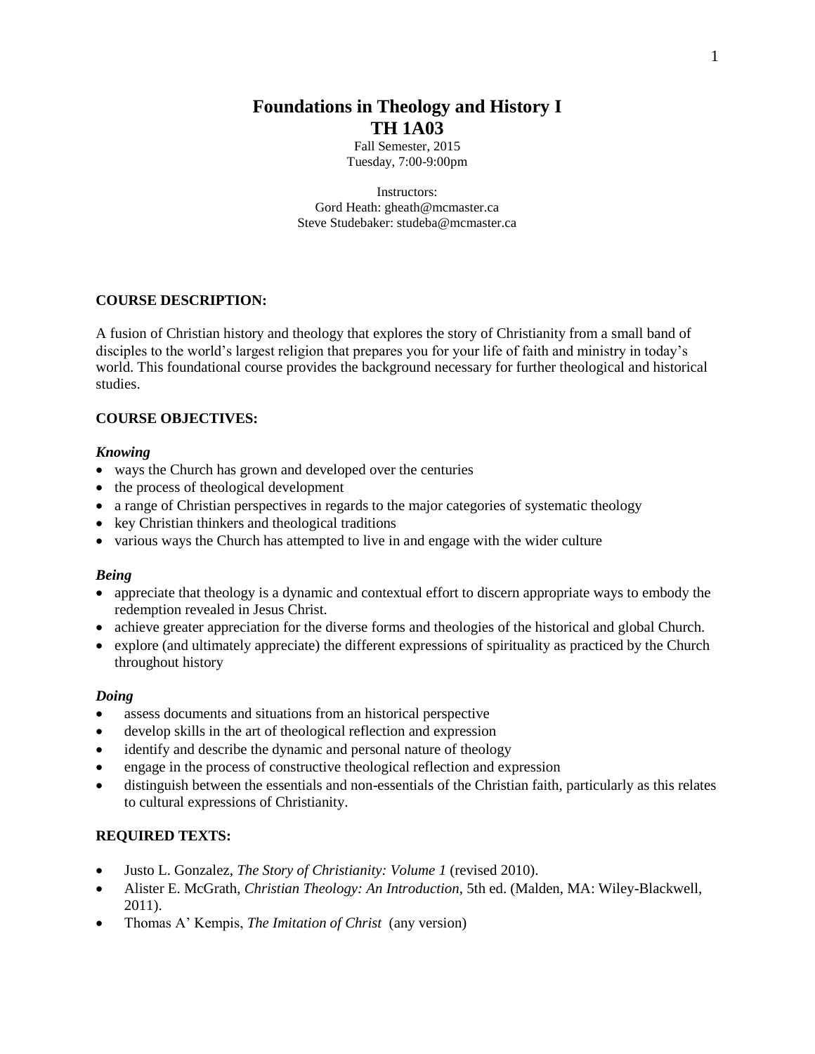# Foundations in Theology and History I
# TH 1A03

Fall Semester, 2015
Tuesday, 7:00-9:00pm

Instructors:
Gord Heath: gheath@mcmaster.ca
Steve Studebaker: studeba@mcmaster.ca

## COURSE DESCRIPTION:

A fusion of Christian history and theology that explores the story of Christianity from a small band of disciples to the world's largest religion that prepares you for your life of faith and ministry in today's world. This foundational course provides the background necessary for further theological and historical studies.

## COURSE OBJECTIVES:

### *Knowing*

- ways the Church has grown and developed over the centuries
- the process of theological development
- a range of Christian perspectives in regards to the major categories of systematic theology
- key Christian thinkers and theological traditions
- various ways the Church has attempted to live in and engage with the wider culture

### *Being*

- appreciate that theology is a dynamic and contextual effort to discern appropriate ways to embody the redemption revealed in Jesus Christ.
- achieve greater appreciation for the diverse forms and theologies of the historical and global Church.
- explore (and ultimately appreciate) the different expressions of spirituality as practiced by the Church throughout history

### *Doing*

- assess documents and situations from an historical perspective
- develop skills in the art of theological reflection and expression
- identify and describe the dynamic and personal nature of theology
- engage in the process of constructive theological reflection and expression
- distinguish between the essentials and non-essentials of the Christian faith, particularly as this relates to cultural expressions of Christianity.

## REQUIRED TEXTS:

- Justo L. Gonzalez, *The Story of Christianity: Volume 1* (revised 2010).
- Alister E. McGrath, *Christian Theology: An Introduction*, 5th ed. (Malden, MA: Wiley-Blackwell, 2011).
- Thomas A' Kempis, *The Imitation of Christ* (any version)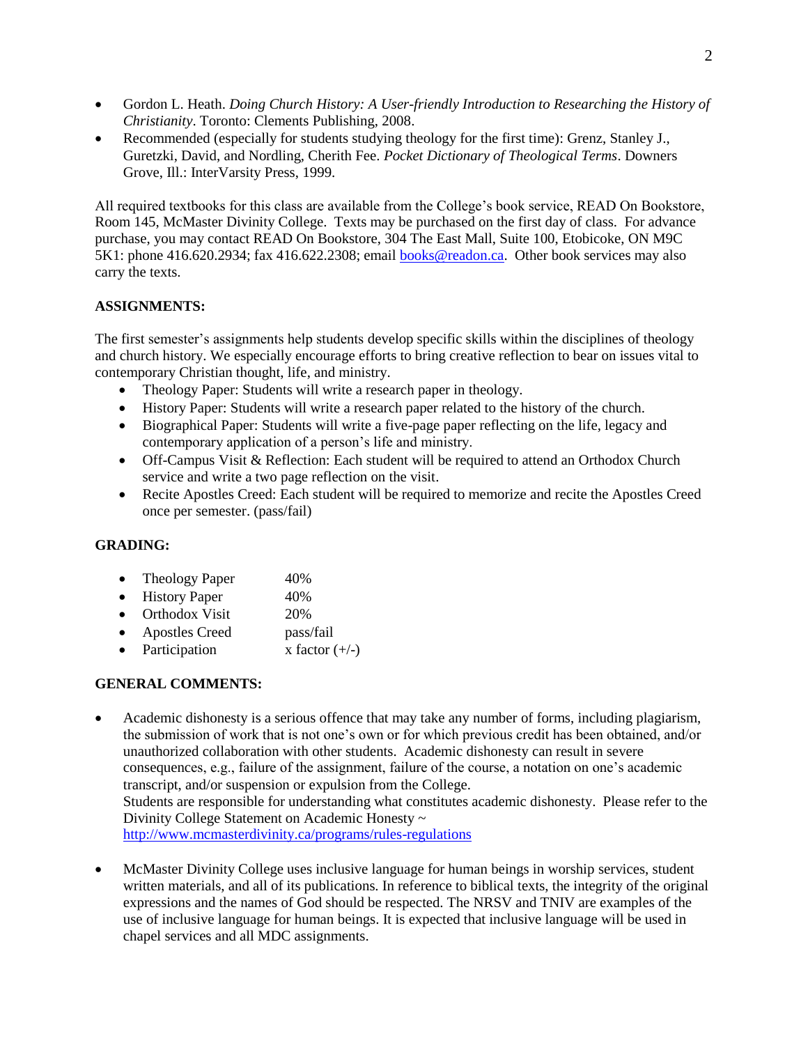- Gordon L. Heath. *Doing Church History: A User-friendly Introduction to Researching the History of Christianity*. Toronto: Clements Publishing, 2008.
- Recommended (especially for students studying theology for the first time): Grenz, Stanley J., Guretzki, David, and Nordling, Cherith Fee. *Pocket Dictionary of Theological Terms*. Downers Grove, Ill.: InterVarsity Press, 1999.

All required textbooks for this class are available from the College's book service, READ On Bookstore, Room 145, McMaster Divinity College. Texts may be purchased on the first day of class. For advance purchase, you may contact READ On Bookstore, 304 The East Mall, Suite 100, Etobicoke, ON M9C 5K1: phone 416.620.2934; fax 416.622.2308; email books@readon.ca. Other book services may also carry the texts.

**ASSIGNMENTS:**

The first semester's assignments help students develop specific skills within the disciplines of theology and church history. We especially encourage efforts to bring creative reflection to bear on issues vital to contemporary Christian thought, life, and ministry.

- Theology Paper: Students will write a research paper in theology.
- History Paper: Students will write a research paper related to the history of the church.
- Biographical Paper: Students will write a five-page paper reflecting on the life, legacy and contemporary application of a person's life and ministry.
- Off-Campus Visit & Reflection: Each student will be required to attend an Orthodox Church service and write a two page reflection on the visit.
- Recite Apostles Creed: Each student will be required to memorize and recite the Apostles Creed once per semester. (pass/fail)

**GRADING:**

- Theology Paper 40%
- History Paper 40%
- Orthodox Visit 20%
- Apostles Creed pass/fail
- Participation x factor (+/-)

**GENERAL COMMENTS:**

- Academic dishonesty is a serious offence that may take any number of forms, including plagiarism, the submission of work that is not one's own or for which previous credit has been obtained, and/or unauthorized collaboration with other students. Academic dishonesty can result in severe consequences, e.g., failure of the assignment, failure of the course, a notation on one's academic transcript, and/or suspension or expulsion from the College.
  Students are responsible for understanding what constitutes academic dishonesty. Please refer to the Divinity College Statement on Academic Honesty ~ http://www.mcmasterdivinity.ca/programs/rules-regulations

- McMaster Divinity College uses inclusive language for human beings in worship services, student written materials, and all of its publications. In reference to biblical texts, the integrity of the original expressions and the names of God should be respected. The NRSV and TNIV are examples of the use of inclusive language for human beings. It is expected that inclusive language will be used in chapel services and all MDC assignments.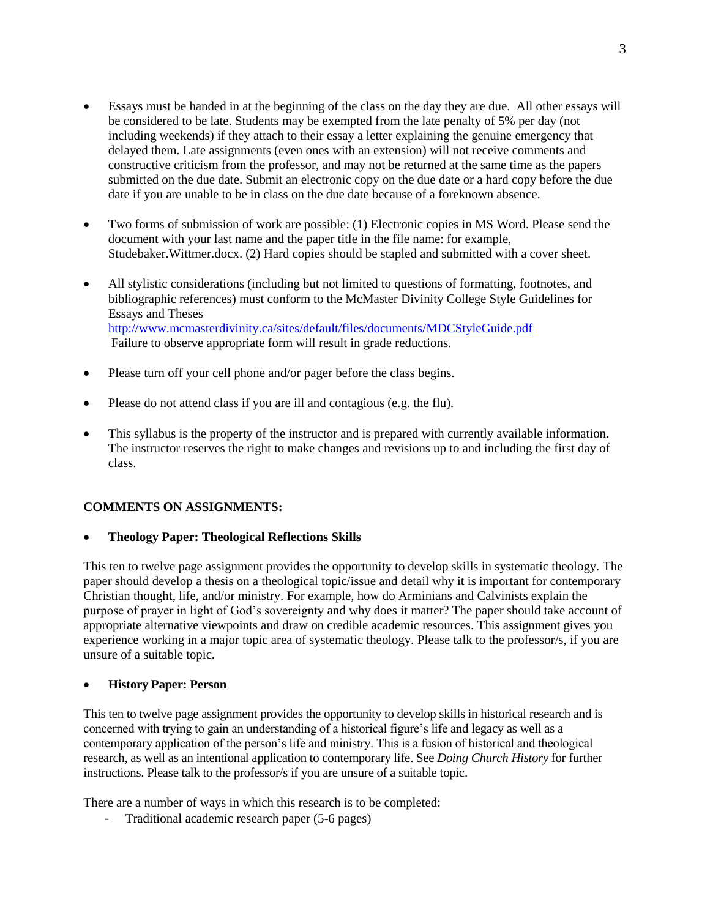- Essays must be handed in at the beginning of the class on the day they are due. All other essays will be considered to be late. Students may be exempted from the late penalty of 5% per day (not including weekends) if they attach to their essay a letter explaining the genuine emergency that delayed them. Late assignments (even ones with an extension) will not receive comments and constructive criticism from the professor, and may not be returned at the same time as the papers submitted on the due date. Submit an electronic copy on the due date or a hard copy before the due date if you are unable to be in class on the due date because of a foreknown absence.

- Two forms of submission of work are possible: (1) Electronic copies in MS Word. Please send the document with your last name and the paper title in the file name: for example, Studebaker.Wittmer.docx. (2) Hard copies should be stapled and submitted with a cover sheet.

- All stylistic considerations (including but not limited to questions of formatting, footnotes, and bibliographic references) must conform to the McMaster Divinity College Style Guidelines for Essays and Theses
  http://www.mcmasterdivinity.ca/sites/default/files/documents/MDCStyleGuide.pdf
  Failure to observe appropriate form will result in grade reductions.

- Please turn off your cell phone and/or pager before the class begins.

- Please do not attend class if you are ill and contagious (e.g. the flu).

- This syllabus is the property of the instructor and is prepared with currently available information. The instructor reserves the right to make changes and revisions up to and including the first day of class.

**COMMENTS ON ASSIGNMENTS:**

- **Theology Paper: Theological Reflections Skills**

This ten to twelve page assignment provides the opportunity to develop skills in systematic theology. The paper should develop a thesis on a theological topic/issue and detail why it is important for contemporary Christian thought, life, and/or ministry. For example, how do Arminians and Calvinists explain the purpose of prayer in light of God's sovereignty and why does it matter? The paper should take account of appropriate alternative viewpoints and draw on credible academic resources. This assignment gives you experience working in a major topic area of systematic theology. Please talk to the professor/s, if you are unsure of a suitable topic.

- **History Paper: Person**

This ten to twelve page assignment provides the opportunity to develop skills in historical research and is concerned with trying to gain an understanding of a historical figure's life and legacy as well as a contemporary application of the person's life and ministry. This is a fusion of historical and theological research, as well as an intentional application to contemporary life. See *Doing Church History* for further instructions. Please talk to the professor/s if you are unsure of a suitable topic.

There are a number of ways in which this research is to be completed:

- Traditional academic research paper (5-6 pages)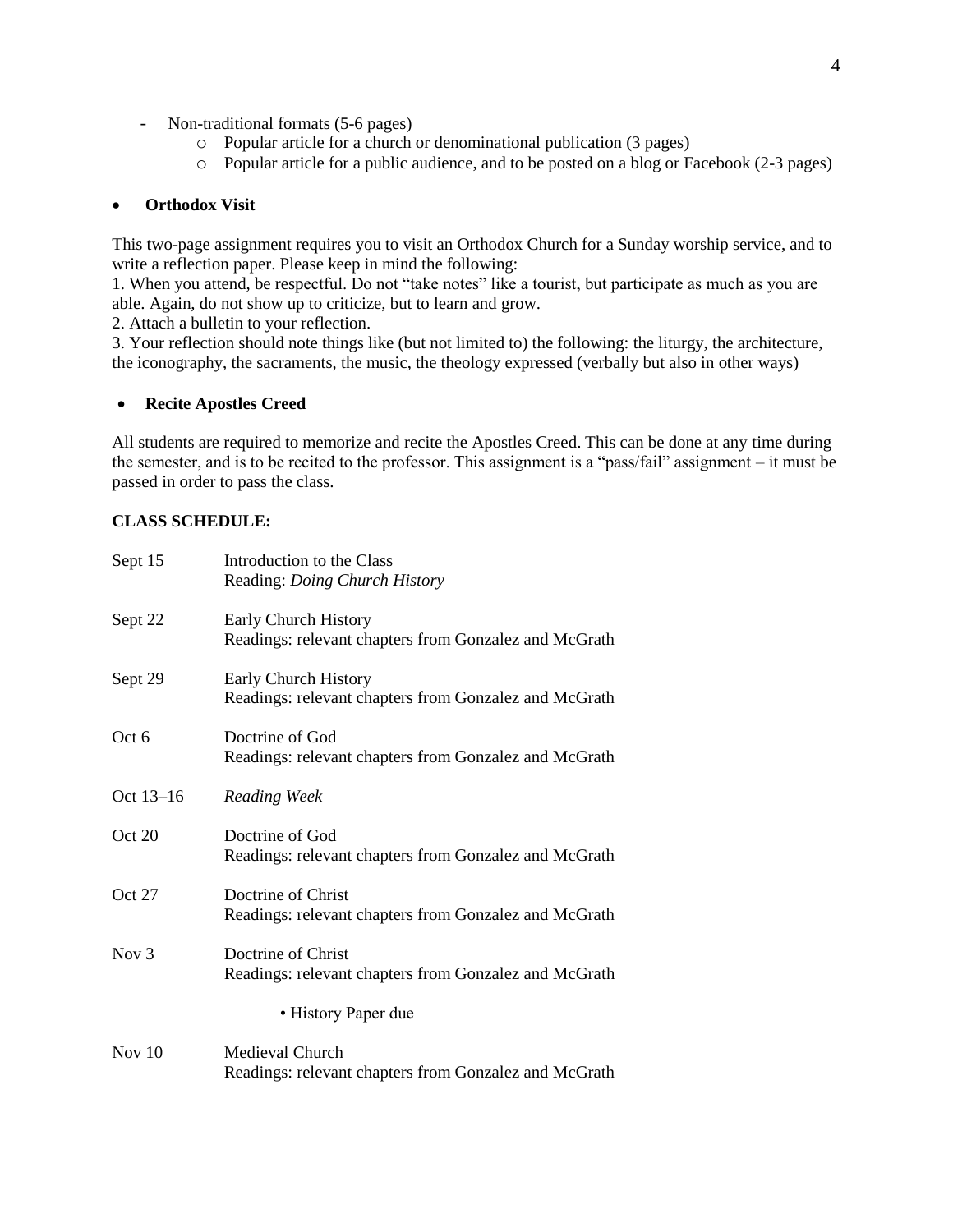- Non-traditional formats (5-6 pages)
    - Popular article for a church or denominational publication (3 pages)
    - Popular article for a public audience, and to be posted on a blog or Facebook (2-3 pages)

- **Orthodox Visit**

This two-page assignment requires you to visit an Orthodox Church for a Sunday worship service, and to write a reflection paper. Please keep in mind the following:
1. When you attend, be respectful. Do not "take notes" like a tourist, but participate as much as you are able. Again, do not show up to criticize, but to learn and grow.
2. Attach a bulletin to your reflection.
3. Your reflection should note things like (but not limited to) the following: the liturgy, the architecture, the iconography, the sacraments, the music, the theology expressed (verbally but also in other ways)

- **Recite Apostles Creed**

All students are required to memorize and recite the Apostles Creed. This can be done at any time during the semester, and is to be recited to the professor. This assignment is a "pass/fail" assignment – it must be passed in order to pass the class.

**CLASS SCHEDULE:**

| | |
|---|---|
| Sept 15 | Introduction to the Class<br>Reading: *Doing Church History* |
| Sept 22 | Early Church History<br>Readings: relevant chapters from Gonzalez and McGrath |
| Sept 29 | Early Church History<br>Readings: relevant chapters from Gonzalez and McGrath |
| Oct 6 | Doctrine of God<br>Readings: relevant chapters from Gonzalez and McGrath |
| Oct 13–16 | *Reading Week* |
| Oct 20 | Doctrine of God<br>Readings: relevant chapters from Gonzalez and McGrath |
| Oct 27 | Doctrine of Christ<br>Readings: relevant chapters from Gonzalez and McGrath |
| Nov 3 | Doctrine of Christ<br>Readings: relevant chapters from Gonzalez and McGrath<br>• History Paper due |
| Nov 10 | Medieval Church<br>Readings: relevant chapters from Gonzalez and McGrath |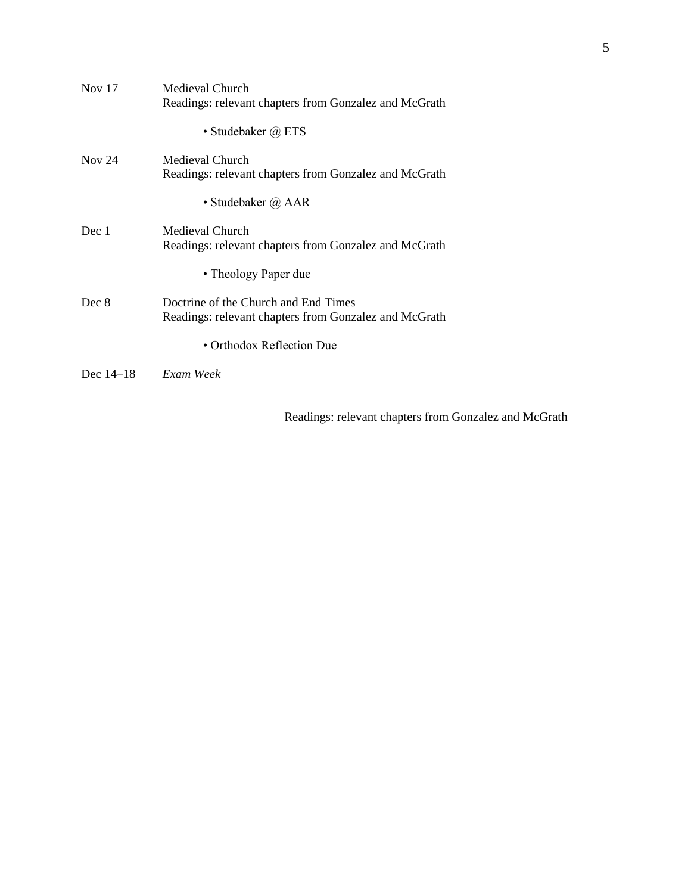| | |
|---|---|
| Nov 17 | Medieval Church<br>Readings: relevant chapters from Gonzalez and McGrath<br>• Studebaker @ ETS |
| Nov 24 | Medieval Church<br>Readings: relevant chapters from Gonzalez and McGrath<br>• Studebaker @ AAR |
| Dec 1 | Medieval Church<br>Readings: relevant chapters from Gonzalez and McGrath<br>• Theology Paper due |
| Dec 8 | Doctrine of the Church and End Times<br>Readings: relevant chapters from Gonzalez and McGrath<br>• Orthodox Reflection Due |
| Dec 14–18 | *Exam Week* |

Readings: relevant chapters from Gonzalez and McGrath